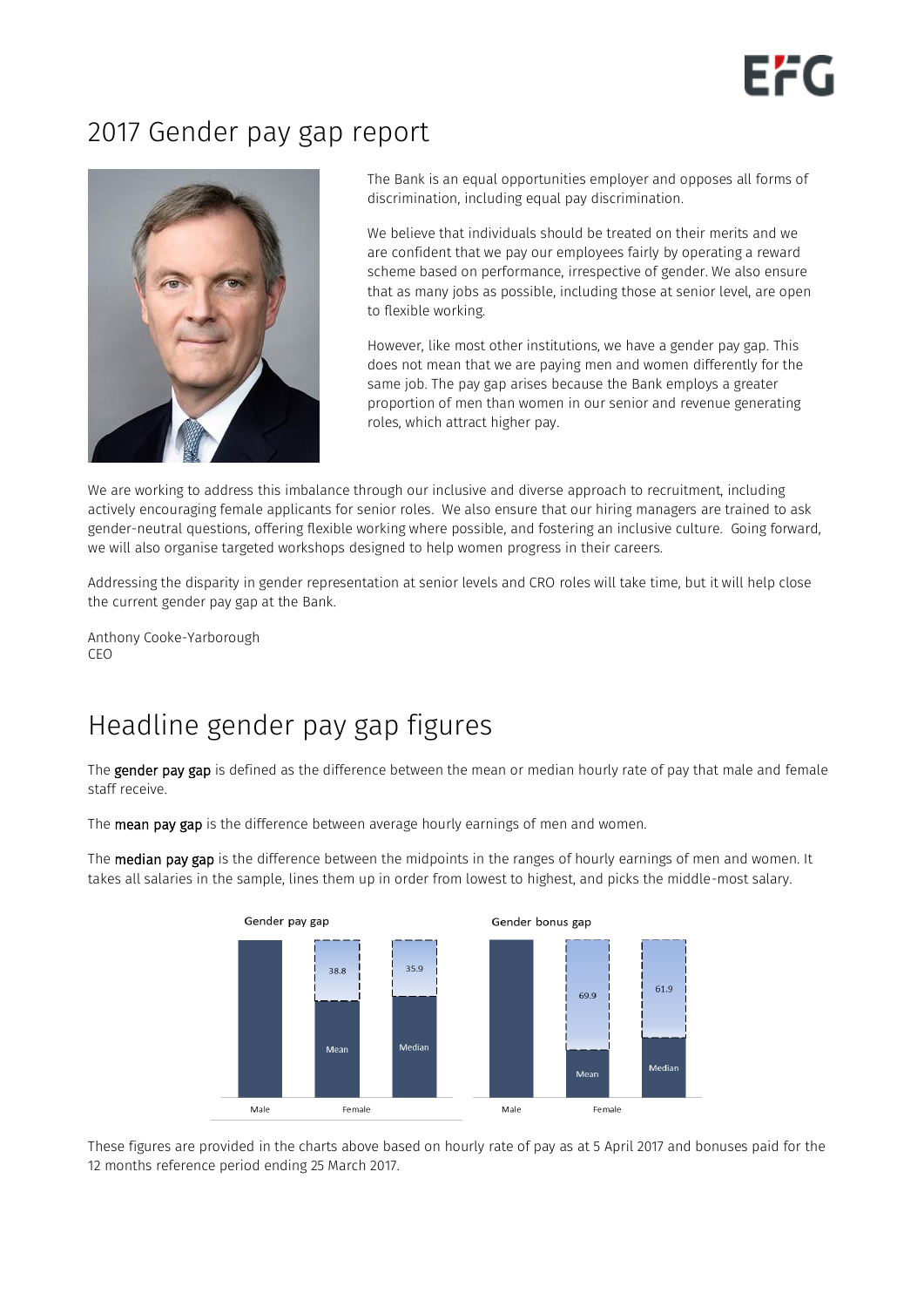# 2017 Gender pay gap report

The Bank is an equal opportunities employer and opposes all forms of discrimination, including equal pay discrimination.

We believe that individuals should be treated on their merits and we are confident that we pay our employees fairly by operating a reward scheme based on performance, irrespective of gender. We also ensure that as many jobs as possible, including those at senior level, are open to flexible working.

However, like most other institutions, we have a gender pay gap. This does not mean that we are paying men and women differently for the same job. The pay gap arises because the Bank employs a greater proportion of men than women in our senior and revenue generating roles, which attract higher pay.

We are working to address this imbalance through our inclusive and diverse approach to recruitment, including actively encouraging female applicants for senior roles. We also ensure that our hiring managers are trained to ask gender-neutral questions, offering flexible working where possible, and fostering an inclusive culture. Going forward, we will also organise targeted workshops designed to help women progress in their careers.

Addressing the disparity in gender representation at senior levels and CRO roles will take time, but it will help close the current gender pay gap at the Bank.

Anthony Cooke-Yarborough
CEO

# Headline gender pay gap figures

The **gender pay gap** is defined as the difference between the mean or median hourly rate of pay that male and female staff receive.

The **mean pay gap** is the difference between average hourly earnings of men and women.

The **median pay gap** is the difference between the midpoints in the ranges of hourly earnings of men and women. It takes all salaries in the sample, lines them up in order from lowest to highest, and picks the middle-most salary.

Gender pay gap

| | Male | Female – Mean | Female – Median |
|---|---|---|---|
| Gap | | 38.8 | 35.9 |

Gender bonus gap

| | Male | Female – Mean | Female – Median |
|---|---|---|---|
| Gap | | 69.9 | 61.9 |

These figures are provided in the charts above based on hourly rate of pay as at 5 April 2017 and bonuses paid for the 12 months reference period ending 25 March 2017.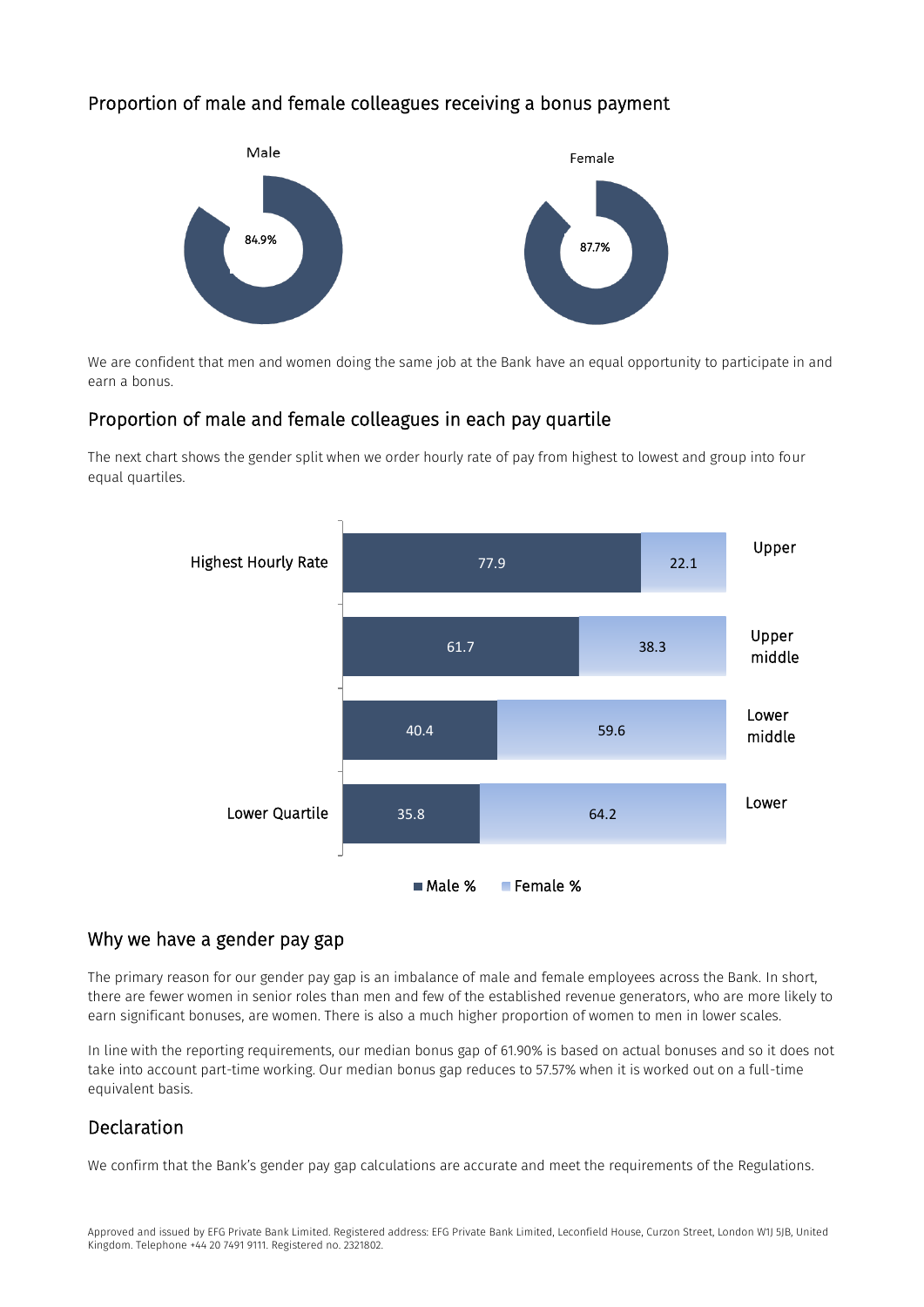## Proportion of male and female colleagues receiving a bonus payment

Male

84.9%

Female

87.7%

We are confident that men and women doing the same job at the Bank have an equal opportunity to participate in and earn a bonus.

## Proportion of male and female colleagues in each pay quartile

The next chart shows the gender split when we order hourly rate of pay from highest to lowest and group into four equal quartiles.

Highest Hourly Rate

Lower Quartile

Upper: 77.9 22.1

Upper middle: 61.7 38.3

Lower middle: 40.4 59.6

Lower: 35.8 64.2

Male % Female %

## Why we have a gender pay gap

The primary reason for our gender pay gap is an imbalance of male and female employees across the Bank. In short, there are fewer women in senior roles than men and few of the established revenue generators, who are more likely to earn significant bonuses, are women. There is also a much higher proportion of women to men in lower scales.

In line with the reporting requirements, our median bonus gap of 61.90% is based on actual bonuses and so it does not take into account part-time working. Our median bonus gap reduces to 57.57% when it is worked out on a full-time equivalent basis.

## Declaration

We confirm that the Bank's gender pay gap calculations are accurate and meet the requirements of the Regulations.

Approved and issued by EFG Private Bank Limited. Registered address: EFG Private Bank Limited, Leconfield House, Curzon Street, London W1J 5JB, United Kingdom. Telephone +44 20 7491 9111. Registered no. 2321802.